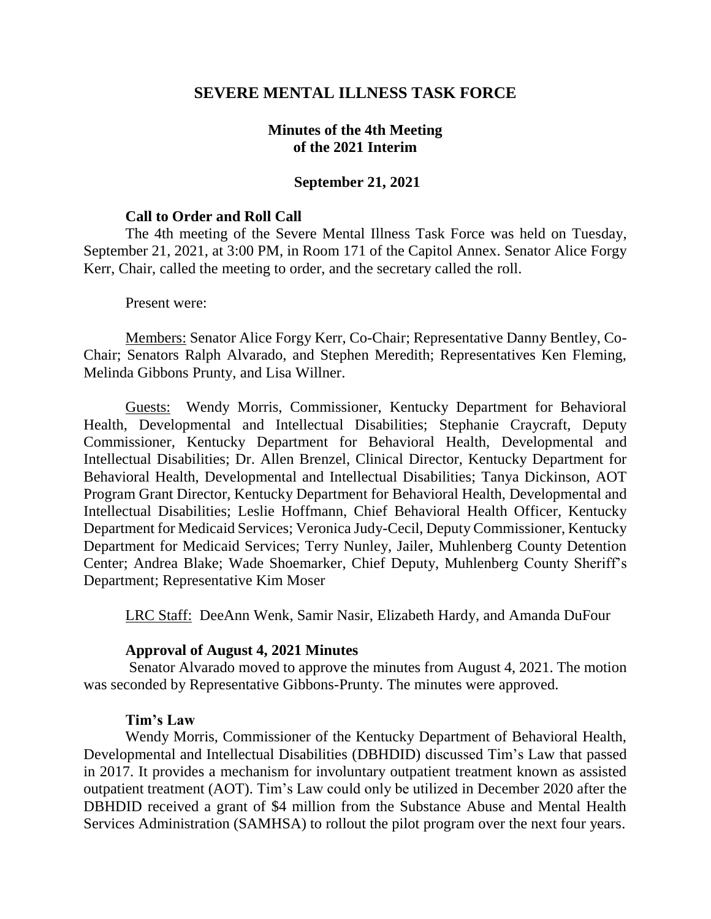# SEVERE MENTAL ILLNESS TASK FORCE

## Minutes of the 4th Meeting of the 2021 Interim

### September 21, 2021

**Call to Order and Roll Call**

The 4th meeting of the Severe Mental Illness Task Force was held on Tuesday, September 21, 2021, at 3:00 PM, in Room 171 of the Capitol Annex. Senator Alice Forgy Kerr, Chair, called the meeting to order, and the secretary called the roll.

Present were:

Members: Senator Alice Forgy Kerr, Co-Chair; Representative Danny Bentley, Co-Chair; Senators Ralph Alvarado, and Stephen Meredith; Representatives Ken Fleming, Melinda Gibbons Prunty, and Lisa Willner.

Guests: Wendy Morris, Commissioner, Kentucky Department for Behavioral Health, Developmental and Intellectual Disabilities; Stephanie Craycraft, Deputy Commissioner, Kentucky Department for Behavioral Health, Developmental and Intellectual Disabilities; Dr. Allen Brenzel, Clinical Director, Kentucky Department for Behavioral Health, Developmental and Intellectual Disabilities; Tanya Dickinson, AOT Program Grant Director, Kentucky Department for Behavioral Health, Developmental and Intellectual Disabilities; Leslie Hoffmann, Chief Behavioral Health Officer, Kentucky Department for Medicaid Services; Veronica Judy-Cecil, Deputy Commissioner, Kentucky Department for Medicaid Services; Terry Nunley, Jailer, Muhlenberg County Detention Center; Andrea Blake; Wade Shoemarker, Chief Deputy, Muhlenberg County Sheriff's Department; Representative Kim Moser

LRC Staff: DeeAnn Wenk, Samir Nasir, Elizabeth Hardy, and Amanda DuFour

**Approval of August 4, 2021 Minutes**

Senator Alvarado moved to approve the minutes from August 4, 2021. The motion was seconded by Representative Gibbons-Prunty. The minutes were approved.

**Tim's Law**

Wendy Morris, Commissioner of the Kentucky Department of Behavioral Health, Developmental and Intellectual Disabilities (DBHDID) discussed Tim's Law that passed in 2017. It provides a mechanism for involuntary outpatient treatment known as assisted outpatient treatment (AOT). Tim's Law could only be utilized in December 2020 after the DBHDID received a grant of $4 million from the Substance Abuse and Mental Health Services Administration (SAMHSA) to rollout the pilot program over the next four years.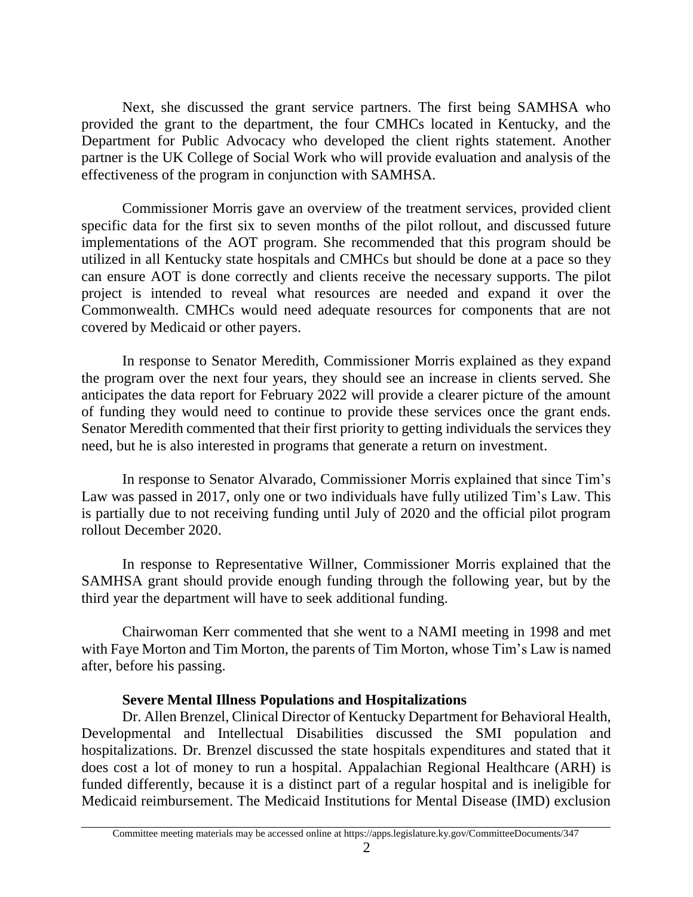Next, she discussed the grant service partners. The first being SAMHSA who provided the grant to the department, the four CMHCs located in Kentucky, and the Department for Public Advocacy who developed the client rights statement. Another partner is the UK College of Social Work who will provide evaluation and analysis of the effectiveness of the program in conjunction with SAMHSA.

Commissioner Morris gave an overview of the treatment services, provided client specific data for the first six to seven months of the pilot rollout, and discussed future implementations of the AOT program. She recommended that this program should be utilized in all Kentucky state hospitals and CMHCs but should be done at a pace so they can ensure AOT is done correctly and clients receive the necessary supports. The pilot project is intended to reveal what resources are needed and expand it over the Commonwealth. CMHCs would need adequate resources for components that are not covered by Medicaid or other payers.

In response to Senator Meredith, Commissioner Morris explained as they expand the program over the next four years, they should see an increase in clients served. She anticipates the data report for February 2022 will provide a clearer picture of the amount of funding they would need to continue to provide these services once the grant ends. Senator Meredith commented that their first priority to getting individuals the services they need, but he is also interested in programs that generate a return on investment.

In response to Senator Alvarado, Commissioner Morris explained that since Tim's Law was passed in 2017, only one or two individuals have fully utilized Tim's Law. This is partially due to not receiving funding until July of 2020 and the official pilot program rollout December 2020.

In response to Representative Willner, Commissioner Morris explained that the SAMHSA grant should provide enough funding through the following year, but by the third year the department will have to seek additional funding.

Chairwoman Kerr commented that she went to a NAMI meeting in 1998 and met with Faye Morton and Tim Morton, the parents of Tim Morton, whose Tim's Law is named after, before his passing.

**Severe Mental Illness Populations and Hospitalizations**

Dr. Allen Brenzel, Clinical Director of Kentucky Department for Behavioral Health, Developmental and Intellectual Disabilities discussed the SMI population and hospitalizations. Dr. Brenzel discussed the state hospitals expenditures and stated that it does cost a lot of money to run a hospital. Appalachian Regional Healthcare (ARH) is funded differently, because it is a distinct part of a regular hospital and is ineligible for Medicaid reimbursement. The Medicaid Institutions for Mental Disease (IMD) exclusion

Committee meeting materials may be accessed online at https://apps.legislature.ky.gov/CommitteeDocuments/347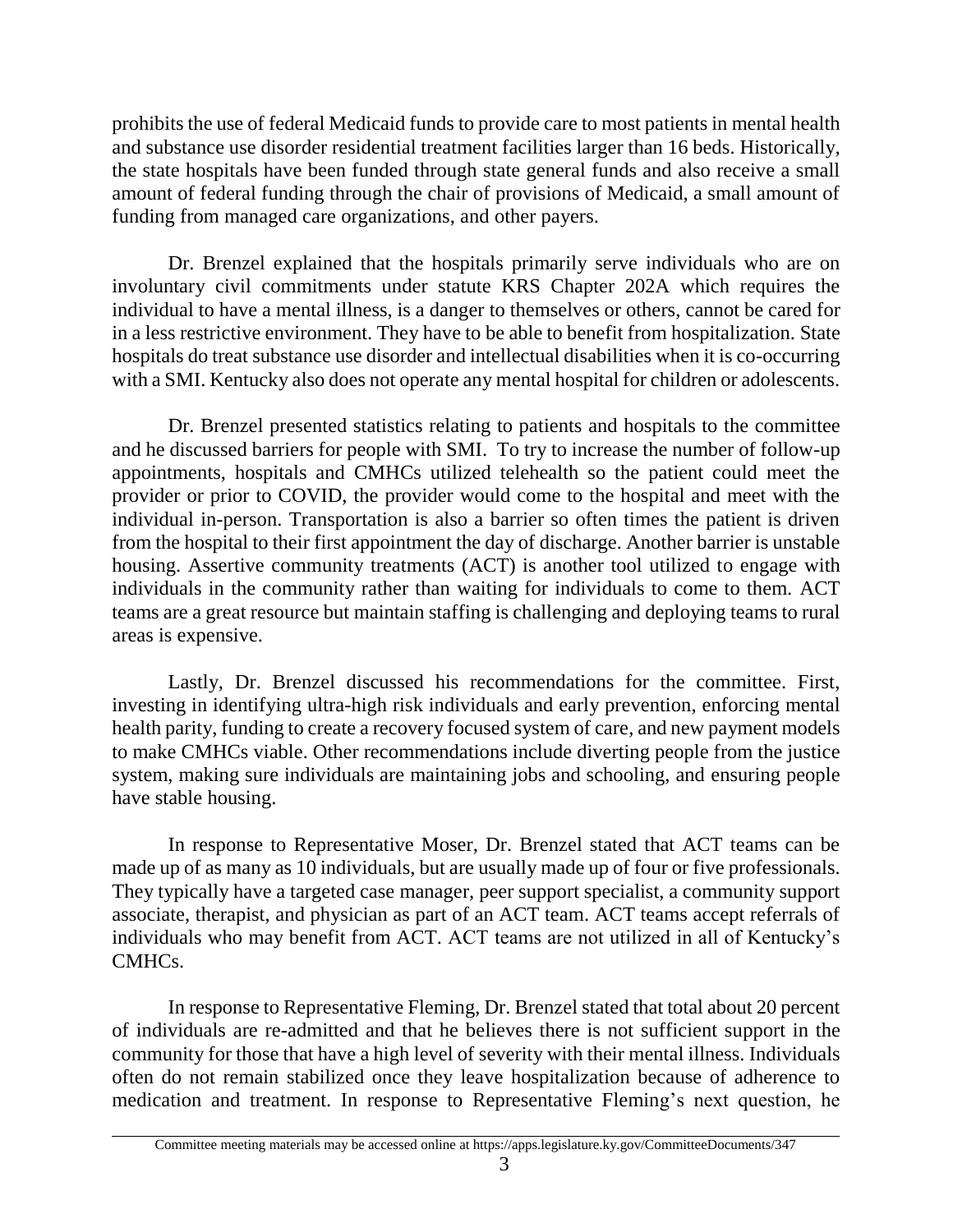prohibits the use of federal Medicaid funds to provide care to most patients in mental health and substance use disorder residential treatment facilities larger than 16 beds. Historically, the state hospitals have been funded through state general funds and also receive a small amount of federal funding through the chair of provisions of Medicaid, a small amount of funding from managed care organizations, and other payers.

Dr. Brenzel explained that the hospitals primarily serve individuals who are on involuntary civil commitments under statute KRS Chapter 202A which requires the individual to have a mental illness, is a danger to themselves or others, cannot be cared for in a less restrictive environment. They have to be able to benefit from hospitalization. State hospitals do treat substance use disorder and intellectual disabilities when it is co-occurring with a SMI. Kentucky also does not operate any mental hospital for children or adolescents.

Dr. Brenzel presented statistics relating to patients and hospitals to the committee and he discussed barriers for people with SMI. To try to increase the number of follow-up appointments, hospitals and CMHCs utilized telehealth so the patient could meet the provider or prior to COVID, the provider would come to the hospital and meet with the individual in-person. Transportation is also a barrier so often times the patient is driven from the hospital to their first appointment the day of discharge. Another barrier is unstable housing. Assertive community treatments (ACT) is another tool utilized to engage with individuals in the community rather than waiting for individuals to come to them. ACT teams are a great resource but maintain staffing is challenging and deploying teams to rural areas is expensive.

Lastly, Dr. Brenzel discussed his recommendations for the committee. First, investing in identifying ultra-high risk individuals and early prevention, enforcing mental health parity, funding to create a recovery focused system of care, and new payment models to make CMHCs viable. Other recommendations include diverting people from the justice system, making sure individuals are maintaining jobs and schooling, and ensuring people have stable housing.

In response to Representative Moser, Dr. Brenzel stated that ACT teams can be made up of as many as 10 individuals, but are usually made up of four or five professionals. They typically have a targeted case manager, peer support specialist, a community support associate, therapist, and physician as part of an ACT team. ACT teams accept referrals of individuals who may benefit from ACT. ACT teams are not utilized in all of Kentucky's CMHCs.

In response to Representative Fleming, Dr. Brenzel stated that total about 20 percent of individuals are re-admitted and that he believes there is not sufficient support in the community for those that have a high level of severity with their mental illness. Individuals often do not remain stabilized once they leave hospitalization because of adherence to medication and treatment. In response to Representative Fleming's next question, he

Committee meeting materials may be accessed online at https://apps.legislature.ky.gov/CommitteeDocuments/347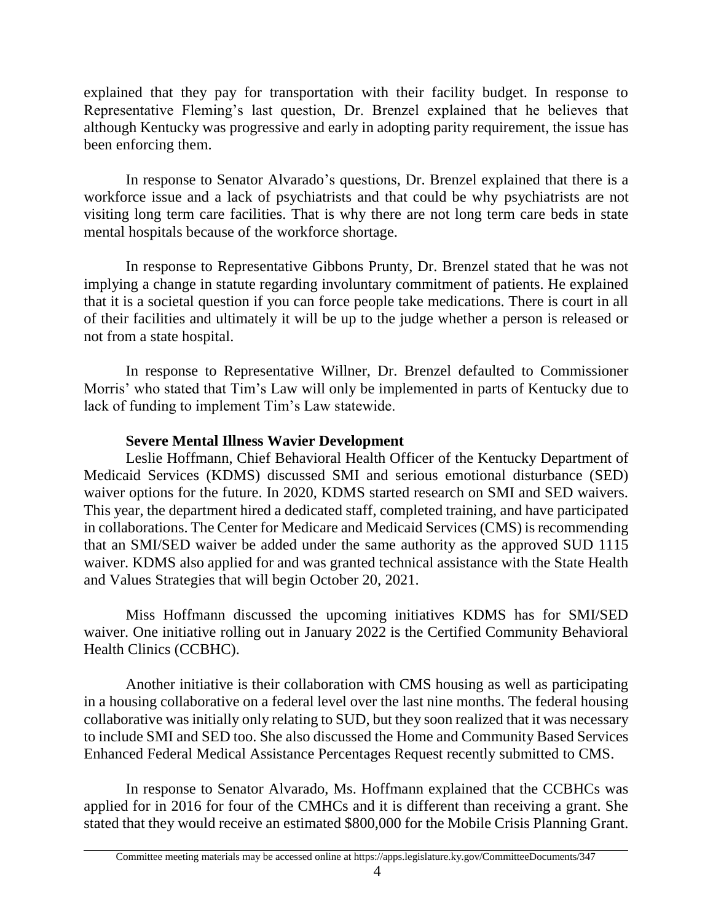explained that they pay for transportation with their facility budget. In response to Representative Fleming's last question, Dr. Brenzel explained that he believes that although Kentucky was progressive and early in adopting parity requirement, the issue has been enforcing them.

In response to Senator Alvarado's questions, Dr. Brenzel explained that there is a workforce issue and a lack of psychiatrists and that could be why psychiatrists are not visiting long term care facilities. That is why there are not long term care beds in state mental hospitals because of the workforce shortage.

In response to Representative Gibbons Prunty, Dr. Brenzel stated that he was not implying a change in statute regarding involuntary commitment of patients. He explained that it is a societal question if you can force people take medications. There is court in all of their facilities and ultimately it will be up to the judge whether a person is released or not from a state hospital.

In response to Representative Willner, Dr. Brenzel defaulted to Commissioner Morris' who stated that Tim's Law will only be implemented in parts of Kentucky due to lack of funding to implement Tim's Law statewide.

**Severe Mental Illness Wavier Development**

Leslie Hoffmann, Chief Behavioral Health Officer of the Kentucky Department of Medicaid Services (KDMS) discussed SMI and serious emotional disturbance (SED) waiver options for the future. In 2020, KDMS started research on SMI and SED waivers. This year, the department hired a dedicated staff, completed training, and have participated in collaborations. The Center for Medicare and Medicaid Services (CMS) is recommending that an SMI/SED waiver be added under the same authority as the approved SUD 1115 waiver. KDMS also applied for and was granted technical assistance with the State Health and Values Strategies that will begin October 20, 2021.

Miss Hoffmann discussed the upcoming initiatives KDMS has for SMI/SED waiver. One initiative rolling out in January 2022 is the Certified Community Behavioral Health Clinics (CCBHC).

Another initiative is their collaboration with CMS housing as well as participating in a housing collaborative on a federal level over the last nine months. The federal housing collaborative was initially only relating to SUD, but they soon realized that it was necessary to include SMI and SED too. She also discussed the Home and Community Based Services Enhanced Federal Medical Assistance Percentages Request recently submitted to CMS.

In response to Senator Alvarado, Ms. Hoffmann explained that the CCBHCs was applied for in 2016 for four of the CMHCs and it is different than receiving a grant. She stated that they would receive an estimated $800,000 for the Mobile Crisis Planning Grant.

Committee meeting materials may be accessed online at https://apps.legislature.ky.gov/CommitteeDocuments/347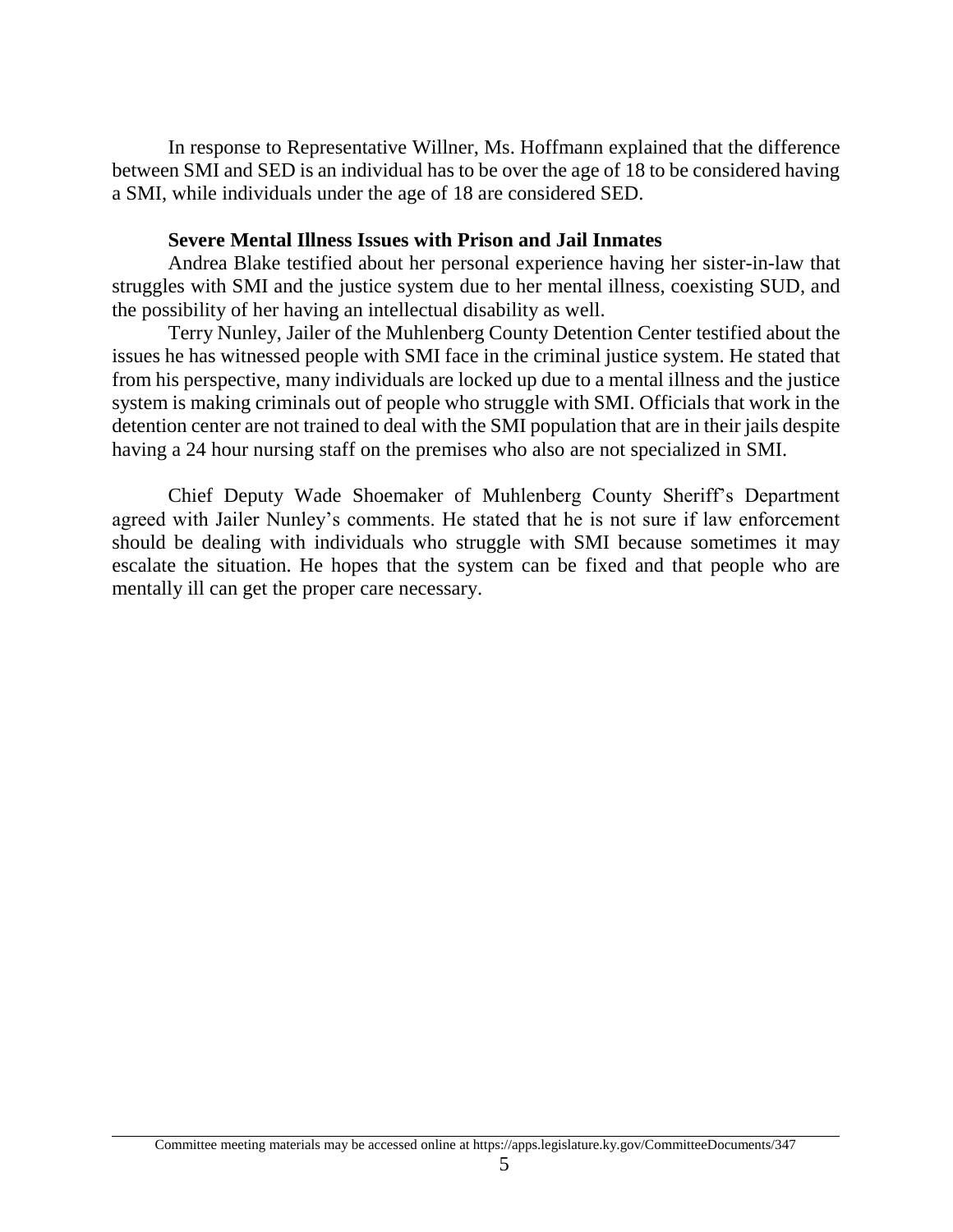In response to Representative Willner, Ms. Hoffmann explained that the difference between SMI and SED is an individual has to be over the age of 18 to be considered having a SMI, while individuals under the age of 18 are considered SED.

**Severe Mental Illness Issues with Prison and Jail Inmates**

Andrea Blake testified about her personal experience having her sister-in-law that struggles with SMI and the justice system due to her mental illness, coexisting SUD, and the possibility of her having an intellectual disability as well.

Terry Nunley, Jailer of the Muhlenberg County Detention Center testified about the issues he has witnessed people with SMI face in the criminal justice system. He stated that from his perspective, many individuals are locked up due to a mental illness and the justice system is making criminals out of people who struggle with SMI. Officials that work in the detention center are not trained to deal with the SMI population that are in their jails despite having a 24 hour nursing staff on the premises who also are not specialized in SMI.

Chief Deputy Wade Shoemaker of Muhlenberg County Sheriff's Department agreed with Jailer Nunley's comments. He stated that he is not sure if law enforcement should be dealing with individuals who struggle with SMI because sometimes it may escalate the situation. He hopes that the system can be fixed and that people who are mentally ill can get the proper care necessary.

Committee meeting materials may be accessed online at https://apps.legislature.ky.gov/CommitteeDocuments/347